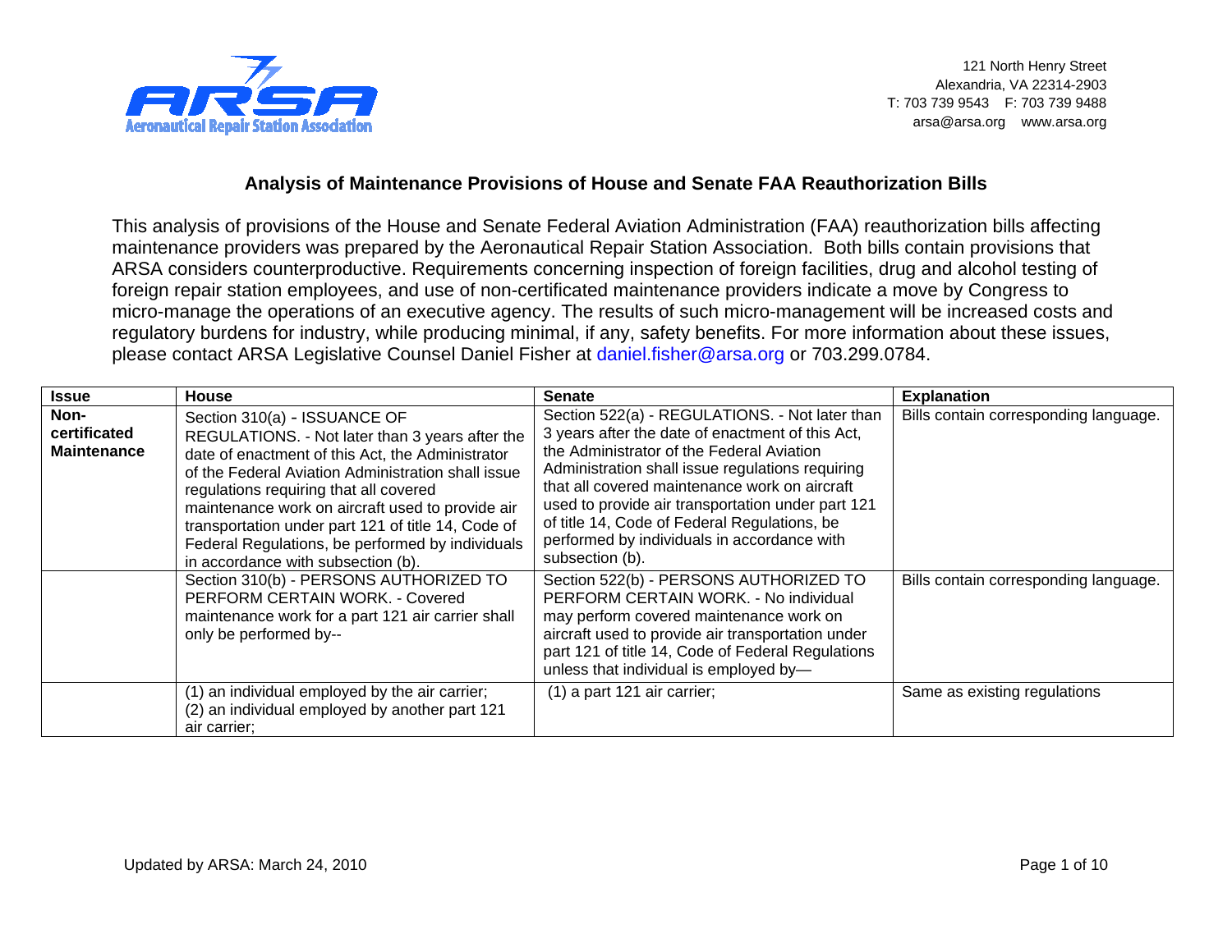Aeronautical Repair Station Association

121 North Henry Street
Alexandria, VA 22314-2903
T: 703 739 9543 F: 703 739 9488
arsa@arsa.org www.arsa.org

## Analysis of Maintenance Provisions of House and Senate FAA Reauthorization Bills

This analysis of provisions of the House and Senate Federal Aviation Administration (FAA) reauthorization bills affecting maintenance providers was prepared by the Aeronautical Repair Station Association. Both bills contain provisions that ARSA considers counterproductive. Requirements concerning inspection of foreign facilities, drug and alcohol testing of foreign repair station employees, and use of non-certificated maintenance providers indicate a move by Congress to micro-manage the operations of an executive agency. The results of such micro-management will be increased costs and regulatory burdens for industry, while producing minimal, if any, safety benefits. For more information about these issues, please contact ARSA Legislative Counsel Daniel Fisher at daniel.fisher@arsa.org or 703.299.0784.

| Issue | House | Senate | Explanation |
|---|---|---|---|
| **Non-certificated Maintenance** | Section 310(a) - ISSUANCE OF REGULATIONS. - Not later than 3 years after the date of enactment of this Act, the Administrator of the Federal Aviation Administration shall issue regulations requiring that all covered maintenance work on aircraft used to provide air transportation under part 121 of title 14, Code of Federal Regulations, be performed by individuals in accordance with subsection (b). | Section 522(a) - REGULATIONS. - Not later than 3 years after the date of enactment of this Act, the Administrator of the Federal Aviation Administration shall issue regulations requiring that all covered maintenance work on aircraft used to provide air transportation under part 121 of title 14, Code of Federal Regulations, be performed by individuals in accordance with subsection (b). | Bills contain corresponding language. |
| | Section 310(b) - PERSONS AUTHORIZED TO PERFORM CERTAIN WORK. - Covered maintenance work for a part 121 air carrier shall only be performed by-- | Section 522(b) - PERSONS AUTHORIZED TO PERFORM CERTAIN WORK. - No individual may perform covered maintenance work on aircraft used to provide air transportation under part 121 of title 14, Code of Federal Regulations unless that individual is employed by— | Bills contain corresponding language. |
| | (1) an individual employed by the air carrier;<br>(2) an individual employed by another part 121 air carrier; | (1) a part 121 air carrier; | Same as existing regulations |

Updated by ARSA: March 24, 2010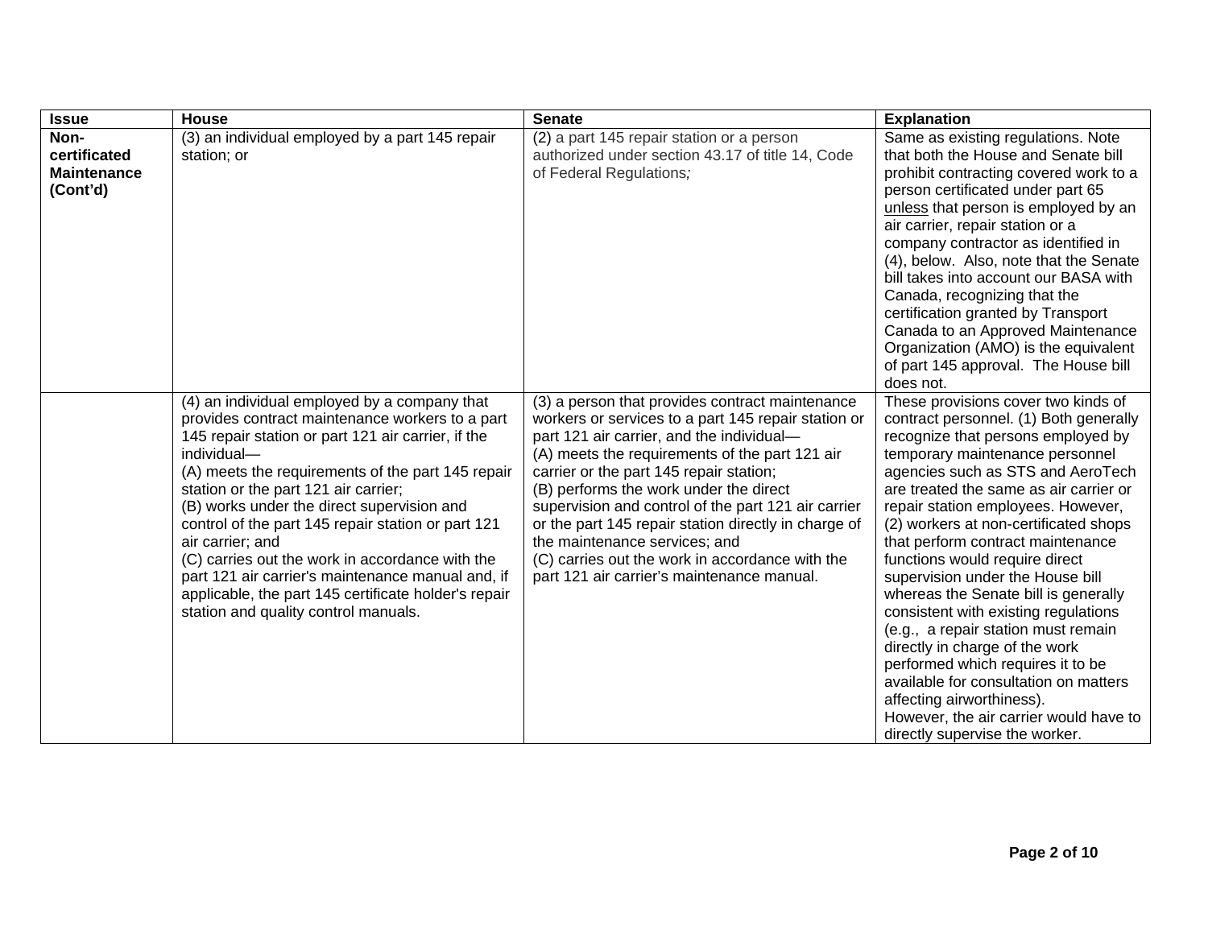| Issue | House | Senate | Explanation |
| --- | --- | --- | --- |
| **Non-certificated Maintenance (Cont'd)** | (3) an individual employed by a part 145 repair station; or | (2) a part 145 repair station or a person authorized under section 43.17 of title 14, Code of Federal Regulations; | Same as existing regulations. Note that both the House and Senate bill prohibit contracting covered work to a person certificated under part 65 unless that person is employed by an air carrier, repair station or a company contractor as identified in (4), below. Also, note that the Senate bill takes into account our BASA with Canada, recognizing that the certification granted by Transport Canada to an Approved Maintenance Organization (AMO) is the equivalent of part 145 approval. The House bill does not. |
| | (4) an individual employed by a company that provides contract maintenance workers to a part 145 repair station or part 121 air carrier, if the individual—<br>(A) meets the requirements of the part 145 repair station or the part 121 air carrier;<br>(B) works under the direct supervision and control of the part 145 repair station or part 121 air carrier; and<br>(C) carries out the work in accordance with the part 121 air carrier's maintenance manual and, if applicable, the part 145 certificate holder's repair station and quality control manuals. | (3) a person that provides contract maintenance workers or services to a part 145 repair station or part 121 air carrier, and the individual—<br>(A) meets the requirements of the part 121 air carrier or the part 145 repair station;<br>(B) performs the work under the direct supervision and control of the part 121 air carrier or the part 145 repair station directly in charge of the maintenance services; and<br>(C) carries out the work in accordance with the part 121 air carrier's maintenance manual. | These provisions cover two kinds of contract personnel. (1) Both generally recognize that persons employed by temporary maintenance personnel agencies such as STS and AeroTech are treated the same as air carrier or repair station employees. However, (2) workers at non-certificated shops that perform contract maintenance functions would require direct supervision under the House bill whereas the Senate bill is generally consistent with existing regulations (e.g., a repair station must remain directly in charge of the work performed which requires it to be available for consultation on matters affecting airworthiness).<br>However, the air carrier would have to directly supervise the worker. |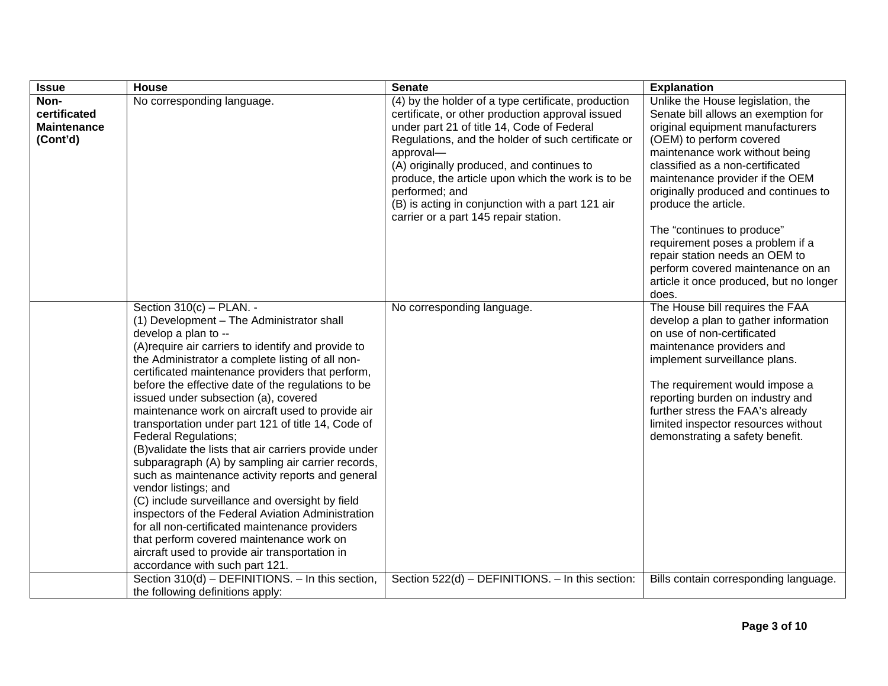| Issue | House | Senate | Explanation |
| --- | --- | --- | --- |
| **Non-certificated Maintenance (Cont'd)** | No corresponding language. | (4) by the holder of a type certificate, production certificate, or other production approval issued under part 21 of title 14, Code of Federal Regulations, and the holder of such certificate or approval—<br>(A) originally produced, and continues to produce, the article upon which the work is to be performed; and<br>(B) is acting in conjunction with a part 121 air carrier or a part 145 repair station. | Unlike the House legislation, the Senate bill allows an exemption for original equipment manufacturers (OEM) to perform covered maintenance work without being classified as a non-certificated maintenance provider if the OEM originally produced and continues to produce the article.<br><br>The "continues to produce" requirement poses a problem if a repair station needs an OEM to perform covered maintenance on an article it once produced, but no longer does. |
| | Section 310(c) – PLAN. -<br>(1) Development – The Administrator shall develop a plan to --<br>(A)require air carriers to identify and provide to the Administrator a complete listing of all non-certificated maintenance providers that perform, before the effective date of the regulations to be issued under subsection (a), covered maintenance work on aircraft used to provide air transportation under part 121 of title 14, Code of Federal Regulations;<br>(B)validate the lists that air carriers provide under subparagraph (A) by sampling air carrier records, such as maintenance activity reports and general vendor listings; and<br>(C) include surveillance and oversight by field inspectors of the Federal Aviation Administration for all non-certificated maintenance providers that perform covered maintenance work on aircraft used to provide air transportation in accordance with such part 121. | No corresponding language. | The House bill requires the FAA develop a plan to gather information on use of non-certificated maintenance providers and implement surveillance plans.<br><br>The requirement would impose a reporting burden on industry and further stress the FAA's already limited inspector resources without demonstrating a safety benefit. |
| | Section 310(d) – DEFINITIONS. – In this section, the following definitions apply: | Section 522(d) – DEFINITIONS. – In this section: | Bills contain corresponding language. |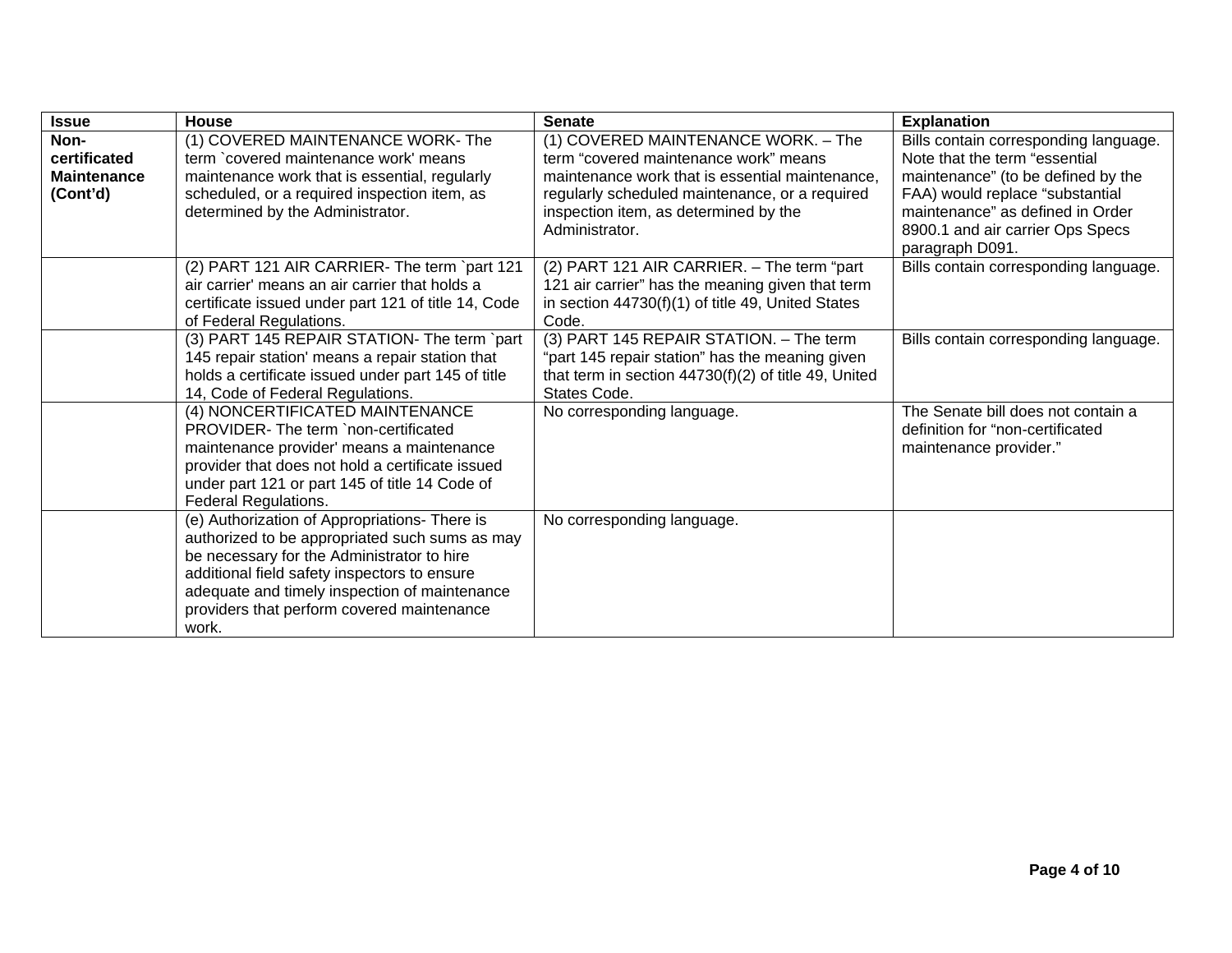| Issue | House | Senate | Explanation |
| --- | --- | --- | --- |
| **Non-certificated Maintenance (Cont'd)** | (1) COVERED MAINTENANCE WORK- The term `covered maintenance work' means maintenance work that is essential, regularly scheduled, or a required inspection item, as determined by the Administrator. | (1) COVERED MAINTENANCE WORK. – The term "covered maintenance work" means maintenance work that is essential maintenance, regularly scheduled maintenance, or a required inspection item, as determined by the Administrator. | Bills contain corresponding language. Note that the term "essential maintenance" (to be defined by the FAA) would replace "substantial maintenance" as defined in Order 8900.1 and air carrier Ops Specs paragraph D091. |
| | (2) PART 121 AIR CARRIER- The term `part 121 air carrier' means an air carrier that holds a certificate issued under part 121 of title 14, Code of Federal Regulations. | (2) PART 121 AIR CARRIER. – The term "part 121 air carrier" has the meaning given that term in section 44730(f)(1) of title 49, United States Code. | Bills contain corresponding language. |
| | (3) PART 145 REPAIR STATION- The term `part 145 repair station' means a repair station that holds a certificate issued under part 145 of title 14, Code of Federal Regulations. | (3) PART 145 REPAIR STATION. – The term "part 145 repair station" has the meaning given that term in section 44730(f)(2) of title 49, United States Code. | Bills contain corresponding language. |
| | (4) NONCERTIFICATED MAINTENANCE PROVIDER- The term `non-certificated maintenance provider' means a maintenance provider that does not hold a certificate issued under part 121 or part 145 of title 14 Code of Federal Regulations. | No corresponding language. | The Senate bill does not contain a definition for "non-certificated maintenance provider." |
| | (e) Authorization of Appropriations- There is authorized to be appropriated such sums as may be necessary for the Administrator to hire additional field safety inspectors to ensure adequate and timely inspection of maintenance providers that perform covered maintenance work. | No corresponding language. | |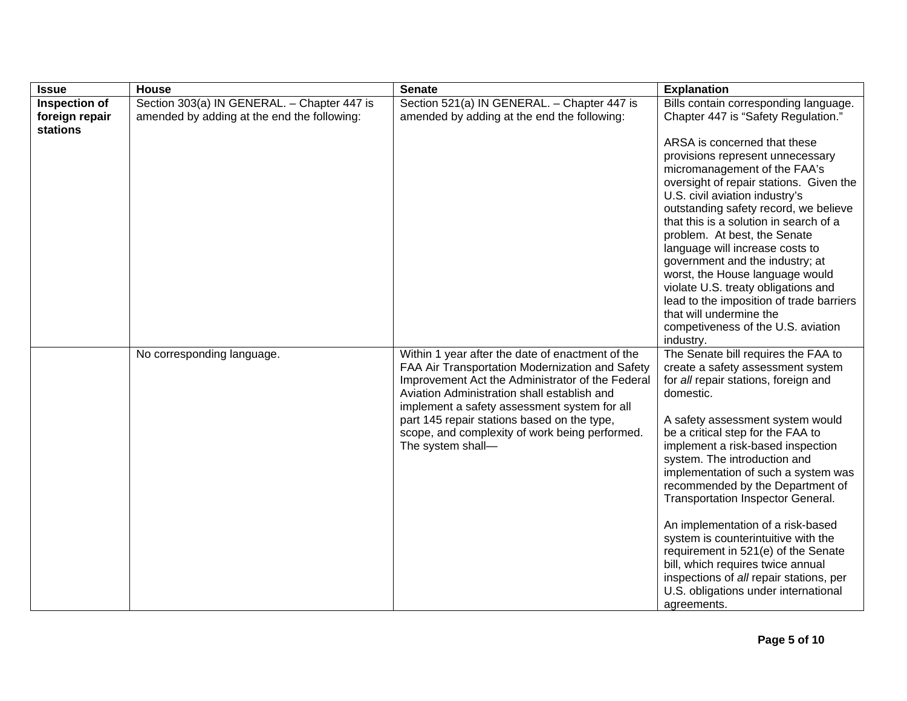| Issue | House | Senate | Explanation |
|---|---|---|---|
| **Inspection of foreign repair stations** | Section 303(a) IN GENERAL. – Chapter 447 is amended by adding at the end the following: | Section 521(a) IN GENERAL. – Chapter 447 is amended by adding at the end the following: | Bills contain corresponding language. Chapter 447 is "Safety Regulation."<br><br>ARSA is concerned that these provisions represent unnecessary micromanagement of the FAA's oversight of repair stations. Given the U.S. civil aviation industry's outstanding safety record, we believe that this is a solution in search of a problem. At best, the Senate language will increase costs to government and the industry; at worst, the House language would violate U.S. treaty obligations and lead to the imposition of trade barriers that will undermine the competiveness of the U.S. aviation industry. |
| | No corresponding language. | Within 1 year after the date of enactment of the FAA Air Transportation Modernization and Safety Improvement Act the Administrator of the Federal Aviation Administration shall establish and implement a safety assessment system for all part 145 repair stations based on the type, scope, and complexity of work being performed. The system shall— | The Senate bill requires the FAA to create a safety assessment system for *all* repair stations, foreign and domestic.<br><br>A safety assessment system would be a critical step for the FAA to implement a risk-based inspection system. The introduction and implementation of such a system was recommended by the Department of Transportation Inspector General.<br><br>An implementation of a risk-based system is counterintuitive with the requirement in 521(e) of the Senate bill, which requires twice annual inspections of *all* repair stations, per U.S. obligations under international agreements. |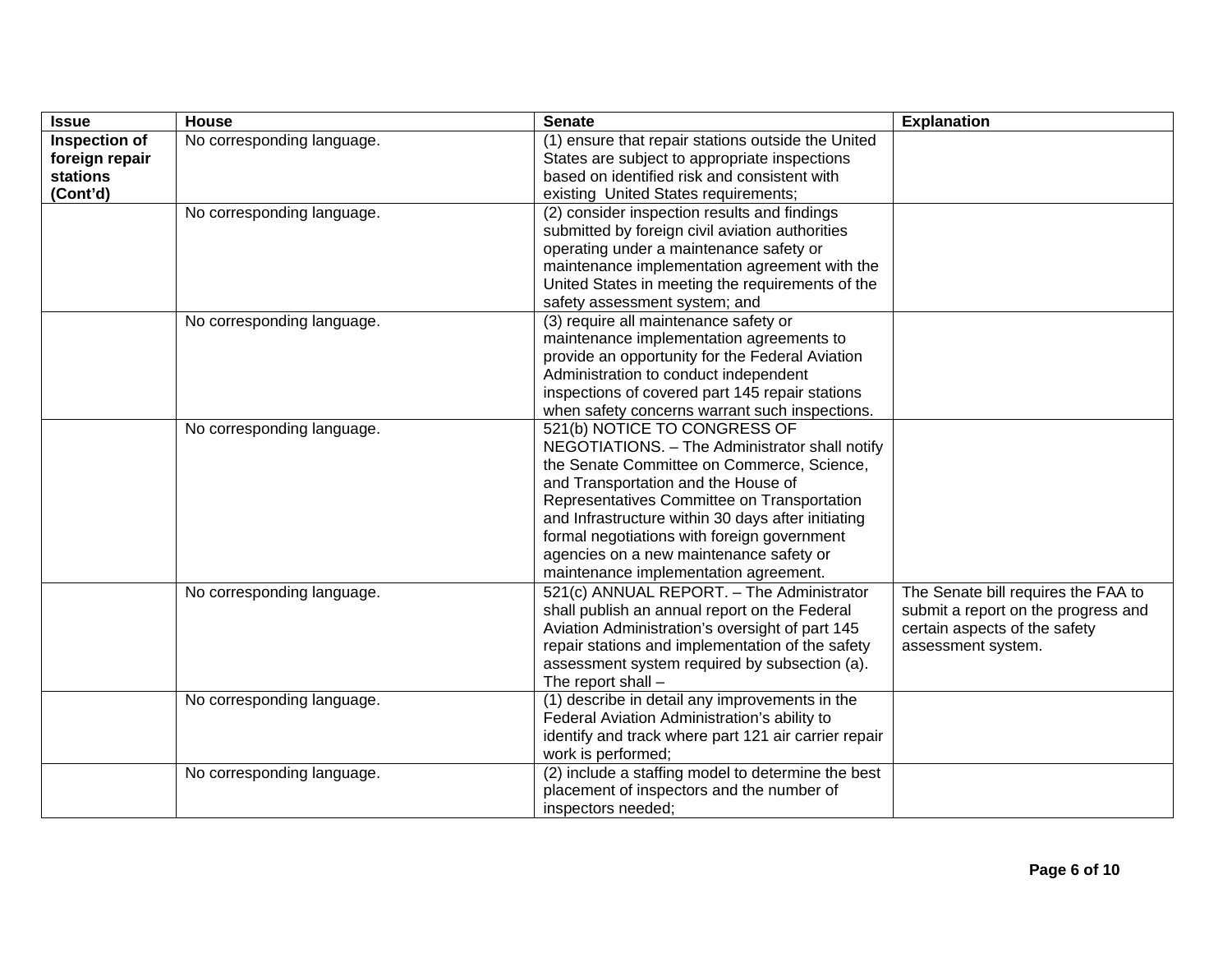| Issue | House | Senate | Explanation |
|---|---|---|---|
| **Inspection of foreign repair stations (Cont'd)** | No corresponding language. | (1) ensure that repair stations outside the United States are subject to appropriate inspections based on identified risk and consistent with existing United States requirements; | |
| | No corresponding language. | (2) consider inspection results and findings submitted by foreign civil aviation authorities operating under a maintenance safety or maintenance implementation agreement with the United States in meeting the requirements of the safety assessment system; and | |
| | No corresponding language. | (3) require all maintenance safety or maintenance implementation agreements to provide an opportunity for the Federal Aviation Administration to conduct independent inspections of covered part 145 repair stations when safety concerns warrant such inspections. | |
| | No corresponding language. | 521(b) NOTICE TO CONGRESS OF NEGOTIATIONS. – The Administrator shall notify the Senate Committee on Commerce, Science, and Transportation and the House of Representatives Committee on Transportation and Infrastructure within 30 days after initiating formal negotiations with foreign government agencies on a new maintenance safety or maintenance implementation agreement. | |
| | No corresponding language. | 521(c) ANNUAL REPORT. – The Administrator shall publish an annual report on the Federal Aviation Administration's oversight of part 145 repair stations and implementation of the safety assessment system required by subsection (a). The report shall – | The Senate bill requires the FAA to submit a report on the progress and certain aspects of the safety assessment system. |
| | No corresponding language. | (1) describe in detail any improvements in the Federal Aviation Administration's ability to identify and track where part 121 air carrier repair work is performed; | |
| | No corresponding language. | (2) include a staffing model to determine the best placement of inspectors and the number of inspectors needed; | |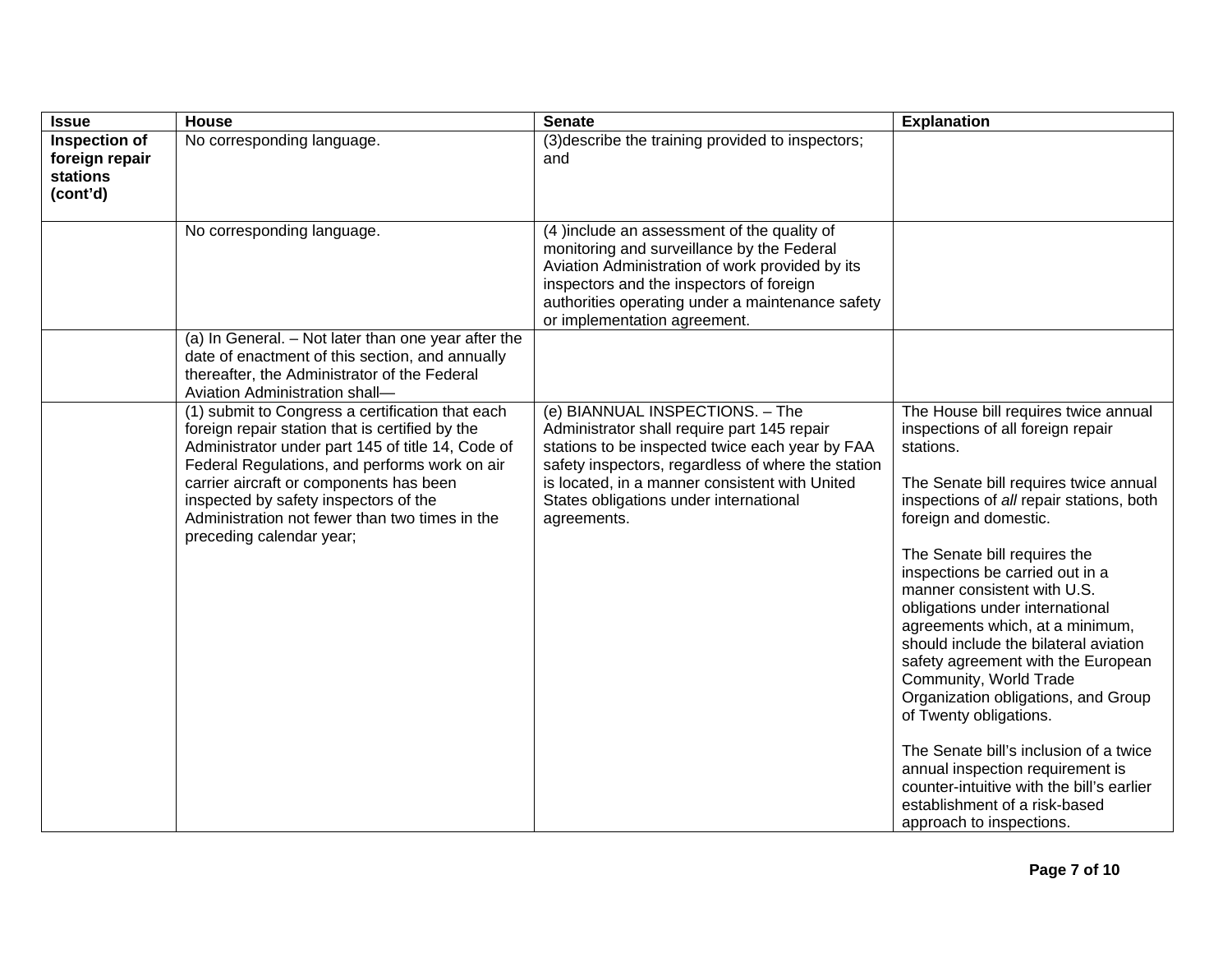| Issue | House | Senate | Explanation |
|---|---|---|---|
| **Inspection of foreign repair stations (cont'd)** | No corresponding language. | (3)describe the training provided to inspectors; and | |
| | No corresponding language. | (4 )include an assessment of the quality of monitoring and surveillance by the Federal Aviation Administration of work provided by its inspectors and the inspectors of foreign authorities operating under a maintenance safety or implementation agreement. | |
| | (a) In General. – Not later than one year after the date of enactment of this section, and annually thereafter, the Administrator of the Federal Aviation Administration shall— | | |
| | (1) submit to Congress a certification that each foreign repair station that is certified by the Administrator under part 145 of title 14, Code of Federal Regulations, and performs work on air carrier aircraft or components has been inspected by safety inspectors of the Administration not fewer than two times in the preceding calendar year; | (e) BIANNUAL INSPECTIONS. – The Administrator shall require part 145 repair stations to be inspected twice each year by FAA safety inspectors, regardless of where the station is located, in a manner consistent with United States obligations under international agreements. | The House bill requires twice annual inspections of all foreign repair stations.<br><br>The Senate bill requires twice annual inspections of *all* repair stations, both foreign and domestic.<br><br>The Senate bill requires the inspections be carried out in a manner consistent with U.S. obligations under international agreements which, at a minimum, should include the bilateral aviation safety agreement with the European Community, World Trade Organization obligations, and Group of Twenty obligations.<br><br>The Senate bill's inclusion of a twice annual inspection requirement is counter-intuitive with the bill's earlier establishment of a risk-based approach to inspections. |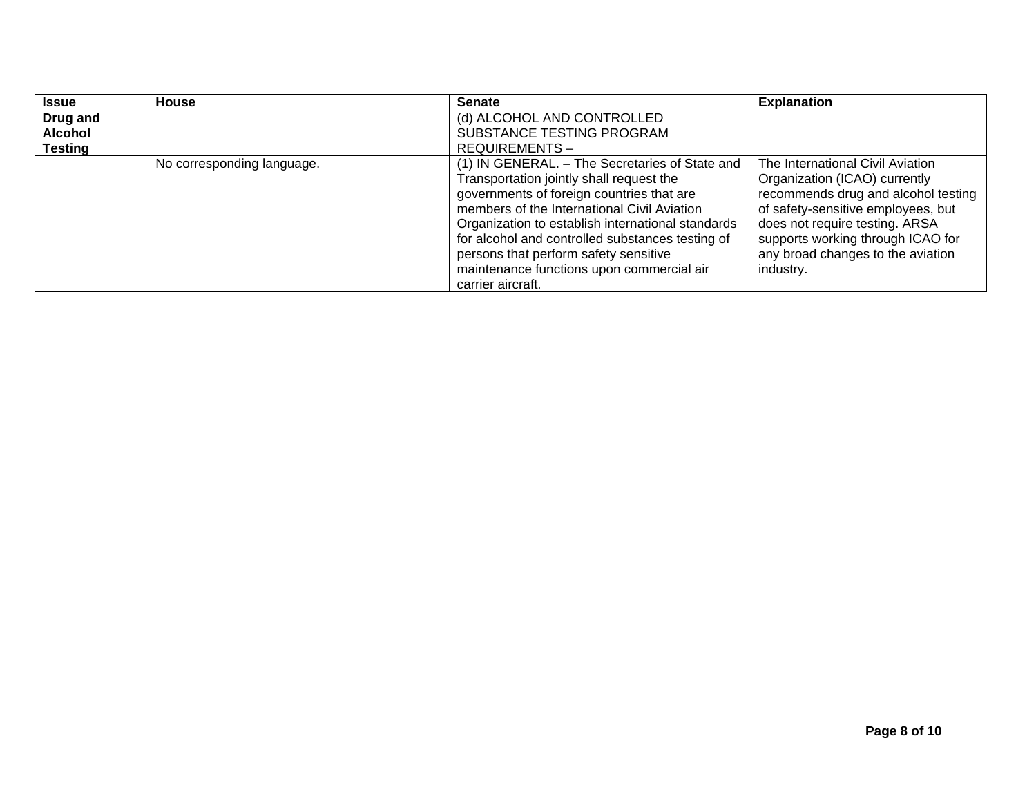| Issue | House | Senate | Explanation |
| --- | --- | --- | --- |
| **Drug and Alcohol Testing** | | (d) ALCOHOL AND CONTROLLED SUBSTANCE TESTING PROGRAM REQUIREMENTS – | |
| | No corresponding language. | (1) IN GENERAL. – The Secretaries of State and Transportation jointly shall request the governments of foreign countries that are members of the International Civil Aviation Organization to establish international standards for alcohol and controlled substances testing of persons that perform safety sensitive maintenance functions upon commercial air carrier aircraft. | The International Civil Aviation Organization (ICAO) currently recommends drug and alcohol testing of safety-sensitive employees, but does not require testing. ARSA supports working through ICAO for any broad changes to the aviation industry. |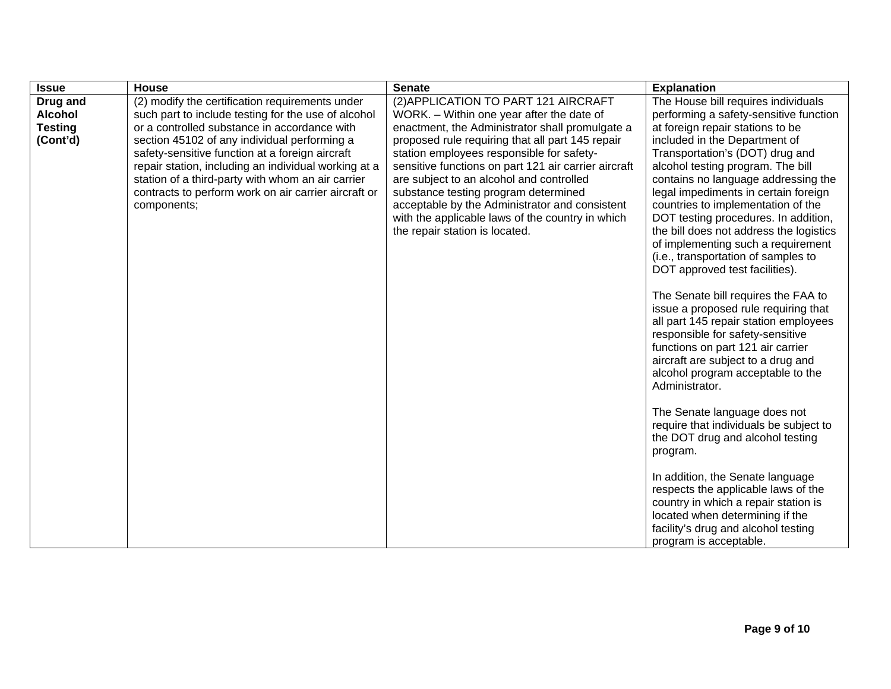| Issue | House | Senate | Explanation |
| --- | --- | --- | --- |
| **Drug and Alcohol Testing (Cont'd)** | (2) modify the certification requirements under such part to include testing for the use of alcohol or a controlled substance in accordance with section 45102 of any individual performing a safety-sensitive function at a foreign aircraft repair station, including an individual working at a station of a third-party with whom an air carrier contracts to perform work on air carrier aircraft or components; | (2)APPLICATION TO PART 121 AIRCRAFT WORK. – Within one year after the date of enactment, the Administrator shall promulgate a proposed rule requiring that all part 145 repair station employees responsible for safety-sensitive functions on part 121 air carrier aircraft are subject to an alcohol and controlled substance testing program determined acceptable by the Administrator and consistent with the applicable laws of the country in which the repair station is located. | The House bill requires individuals performing a safety-sensitive function at foreign repair stations to be included in the Department of Transportation's (DOT) drug and alcohol testing program. The bill contains no language addressing the legal impediments in certain foreign countries to implementation of the DOT testing procedures. In addition, the bill does not address the logistics of implementing such a requirement (i.e., transportation of samples to DOT approved test facilities).<br><br>The Senate bill requires the FAA to issue a proposed rule requiring that all part 145 repair station employees responsible for safety-sensitive functions on part 121 air carrier aircraft are subject to a drug and alcohol program acceptable to the Administrator.<br><br>The Senate language does not require that individuals be subject to the DOT drug and alcohol testing program.<br><br>In addition, the Senate language respects the applicable laws of the country in which a repair station is located when determining if the facility's drug and alcohol testing program is acceptable. |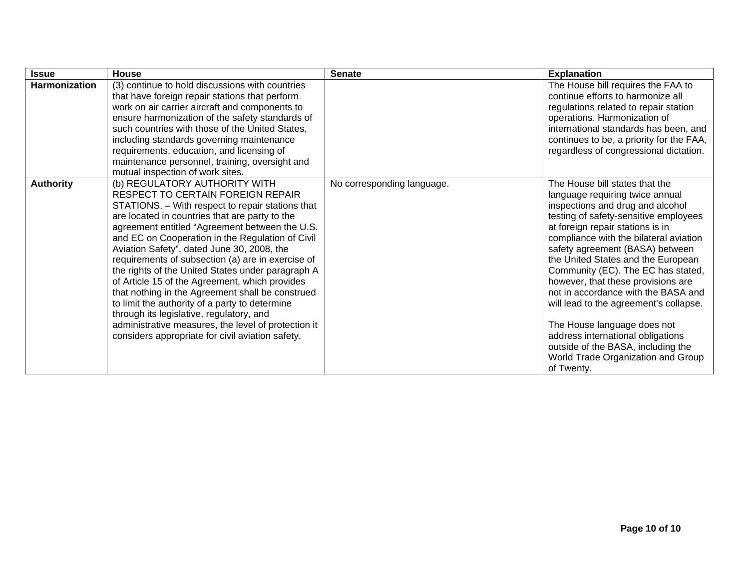| Issue | House | Senate | Explanation |
|---|---|---|---|
| **Harmonization** | (3) continue to hold discussions with countries that have foreign repair stations that perform work on air carrier aircraft and components to ensure harmonization of the safety standards of such countries with those of the United States, including standards governing maintenance requirements, education, and licensing of maintenance personnel, training, oversight and mutual inspection of work sites. | | The House bill requires the FAA to continue efforts to harmonize all regulations related to repair station operations. Harmonization of international standards has been, and continues to be, a priority for the FAA, regardless of congressional dictation. |
| **Authority** | (b) REGULATORY AUTHORITY WITH RESPECT TO CERTAIN FOREIGN REPAIR STATIONS. – With respect to repair stations that are located in countries that are party to the agreement entitled "Agreement between the U.S. and EC on Cooperation in the Regulation of Civil Aviation Safety", dated June 30, 2008, the requirements of subsection (a) are in exercise of the rights of the United States under paragraph A of Article 15 of the Agreement, which provides that nothing in the Agreement shall be construed to limit the authority of a party to determine through its legislative, regulatory, and administrative measures, the level of protection it considers appropriate for civil aviation safety. | No corresponding language. | The House bill states that the language requiring twice annual inspections and drug and alcohol testing of safety-sensitive employees at foreign repair stations is in compliance with the bilateral aviation safety agreement (BASA) between the United States and the European Community (EC). The EC has stated, however, that these provisions are not in accordance with the BASA and will lead to the agreement's collapse.<br><br>The House language does not address international obligations outside of the BASA, including the World Trade Organization and Group of Twenty. |